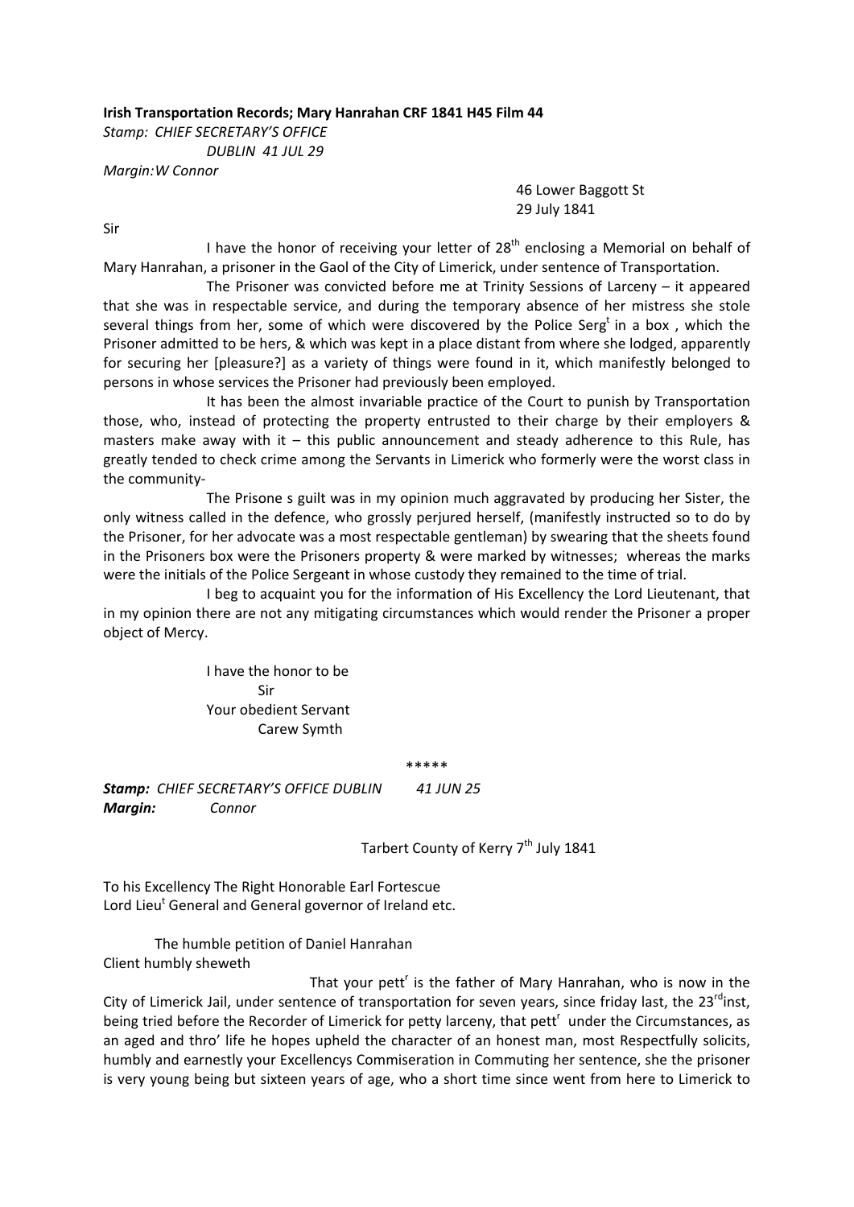**Irish Transportation Records; Mary Hanrahan CRF 1841 H45 Film 44**

*Stamp: CHIEF SECRETARY'S OFFICE*
*DUBLIN 41 JUL 29*
*Margin:W Connor*

46 Lower Baggott St
29 July 1841

Sir

I have the honor of receiving your letter of 28th enclosing a Memorial on behalf of Mary Hanrahan, a prisoner in the Gaol of the City of Limerick, under sentence of Transportation.

The Prisoner was convicted before me at Trinity Sessions of Larceny – it appeared that she was in respectable service, and during the temporary absence of her mistress she stole several things from her, some of which were discovered by the Police Sergt in a box , which the Prisoner admitted to be hers, & which was kept in a place distant from where she lodged, apparently for securing her [pleasure?] as a variety of things were found in it, which manifestly belonged to persons in whose services the Prisoner had previously been employed.

It has been the almost invariable practice of the Court to punish by Transportation those, who, instead of protecting the property entrusted to their charge by their employers & masters make away with it – this public announcement and steady adherence to this Rule, has greatly tended to check crime among the Servants in Limerick who formerly were the worst class in the community-

The Prisone s guilt was in my opinion much aggravated by producing her Sister, the only witness called in the defence, who grossly perjured herself, (manifestly instructed so to do by the Prisoner, for her advocate was a most respectable gentleman) by swearing that the sheets found in the Prisoners box were the Prisoners property & were marked by witnesses; whereas the marks were the initials of the Police Sergeant in whose custody they remained to the time of trial.

I beg to acquaint you for the information of His Excellency the Lord Lieutenant, that in my opinion there are not any mitigating circumstances which would render the Prisoner a proper object of Mercy.

I have the honor to be
Sir
Your obedient Servant
Carew Symth

\*\*\*\*\*

***Stamp:** CHIEF SECRETARY'S OFFICE DUBLIN 41 JUN 25*
***Margin:** Connor*

Tarbert County of Kerry 7th July 1841

To his Excellency The Right Honorable Earl Fortescue
Lord Lieut General and General governor of Ireland etc.

The humble petition of Daniel Hanrahan
Client humbly sheweth

That your pettr is the father of Mary Hanrahan, who is now in the City of Limerick Jail, under sentence of transportation for seven years, since friday last, the 23rd inst, being tried before the Recorder of Limerick for petty larceny, that pettr under the Circumstances, as an aged and thro' life he hopes upheld the character of an honest man, most Respectfully solicits, humbly and earnestly your Excellencys Commiseration in Commuting her sentence, she the prisoner is very young being but sixteen years of age, who a short time since went from here to Limerick to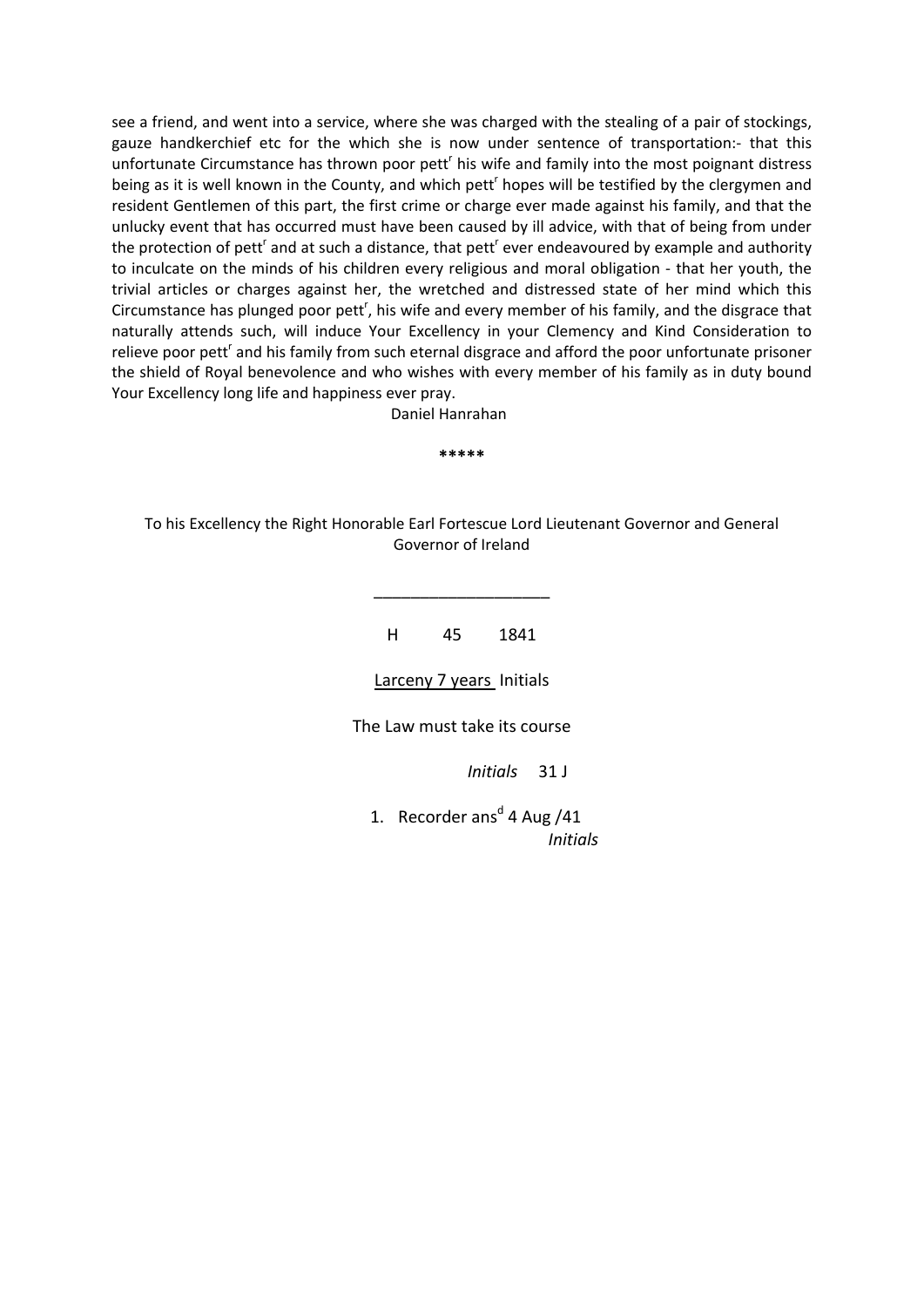see a friend, and went into a service, where she was charged with the stealing of a pair of stockings, gauze handkerchief etc for the which she is now under sentence of transportation:- that this unfortunate Circumstance has thrown poor pett^r his wife and family into the most poignant distress being as it is well known in the County, and which pett^r hopes will be testified by the clergymen and resident Gentlemen of this part, the first crime or charge ever made against his family, and that the unlucky event that has occurred must have been caused by ill advice, with that of being from under the protection of pett^r and at such a distance, that pett^r ever endeavoured by example and authority to inculcate on the minds of his children every religious and moral obligation - that her youth, the trivial articles or charges against her, the wretched and distressed state of her mind which this Circumstance has plunged poor pett^r, his wife and every member of his family, and the disgrace that naturally attends such, will induce Your Excellency in your Clemency and Kind Consideration to relieve poor pett^r and his family from such eternal disgrace and afford the poor unfortunate prisoner the shield of Royal benevolence and who wishes with every member of his family as in duty bound Your Excellency long life and happiness ever pray.

Daniel Hanrahan

*****

To his Excellency the Right Honorable Earl Fortescue Lord Lieutenant Governor and General Governor of Ireland

___________________

H 45 1841

Larceny 7 years Initials

The Law must take its course

*Initials* 31 J

1. Recorder ans^d 4 Aug /41
*Initials*